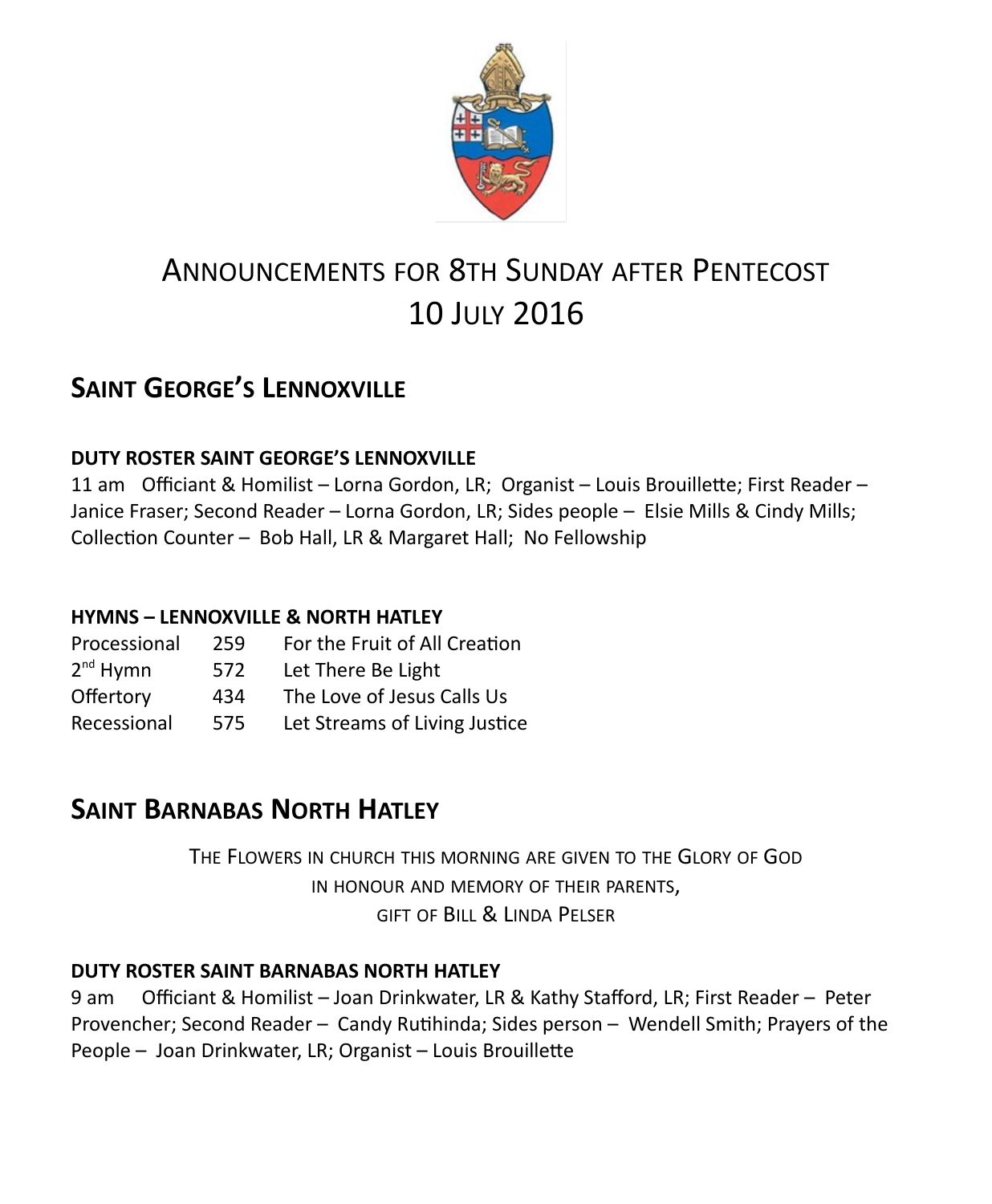# Announcements for 8th Sunday after Pentecost
# 10 July 2016

## Saint George's Lennoxville

### DUTY ROSTER SAINT GEORGE'S LENNOXVILLE

11 am  Officiant & Homilist – Lorna Gordon, LR; Organist – Louis Brouillette; First Reader – Janice Fraser; Second Reader – Lorna Gordon, LR; Sides people – Elsie Mills & Cindy Mills; Collection Counter – Bob Hall, LR & Margaret Hall; No Fellowship

### HYMNS – LENNOXVILLE & NORTH HATLEY

| | | |
|---|---|---|
| Processional | 259 | For the Fruit of All Creation |
| 2nd Hymn | 572 | Let There Be Light |
| Offertory | 434 | The Love of Jesus Calls Us |
| Recessional | 575 | Let Streams of Living Justice |

## Saint Barnabas North Hatley

The Flowers in church this morning are given to the Glory of God
in honour and memory of their parents,
gift of Bill & Linda Pelser

### DUTY ROSTER SAINT BARNABAS NORTH HATLEY

9 am  Officiant & Homilist – Joan Drinkwater, LR & Kathy Stafford, LR; First Reader – Peter Provencher; Second Reader – Candy Rutihinda; Sides person – Wendell Smith; Prayers of the People – Joan Drinkwater, LR; Organist – Louis Brouillette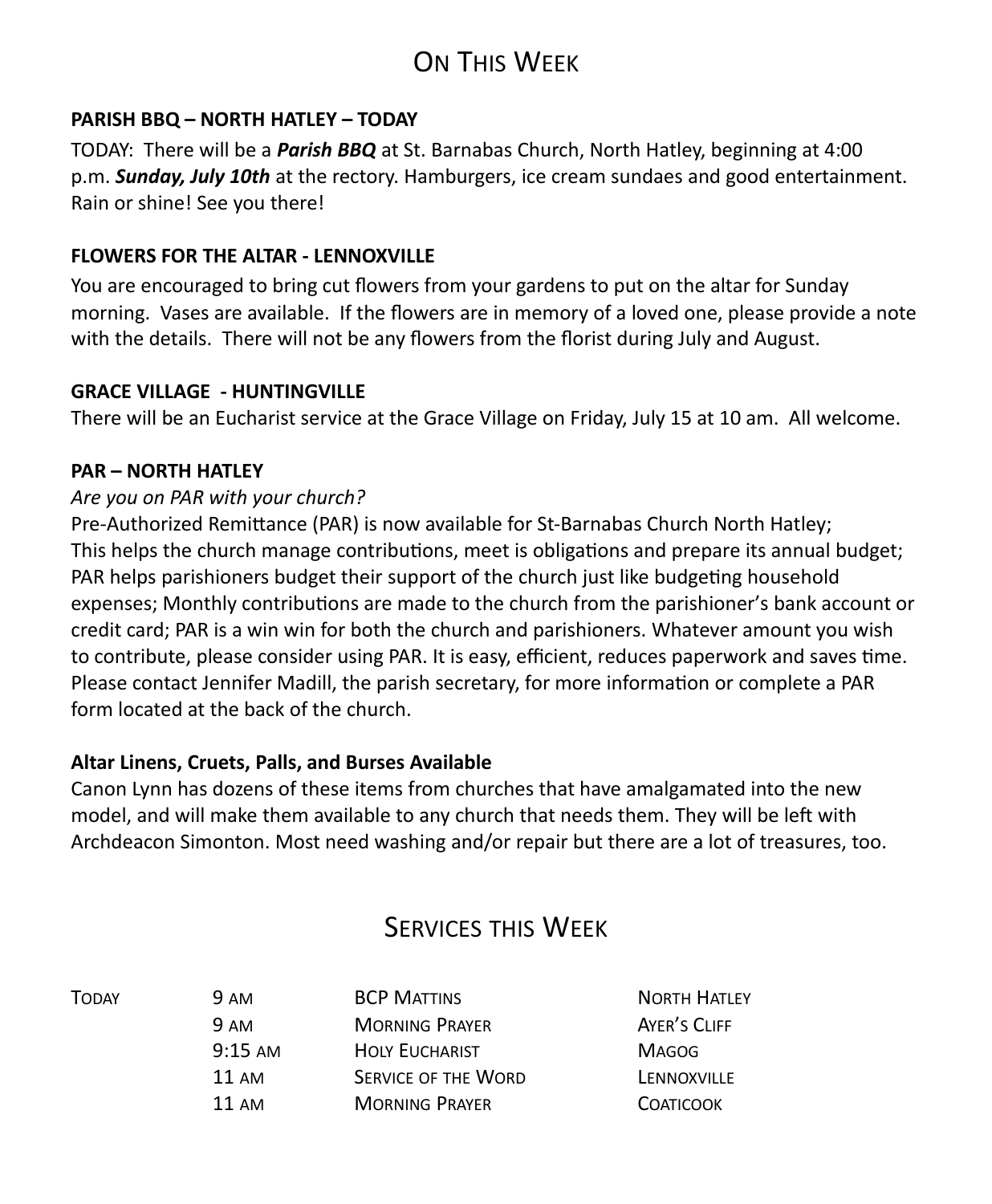# On This Week

**PARISH BBQ – NORTH HATLEY – TODAY**

TODAY: There will be a ***Parish BBQ*** at St. Barnabas Church, North Hatley, beginning at 4:00 p.m. ***Sunday, July 10th*** at the rectory. Hamburgers, ice cream sundaes and good entertainment. Rain or shine! See you there!

**FLOWERS FOR THE ALTAR - LENNOXVILLE**

You are encouraged to bring cut flowers from your gardens to put on the altar for Sunday morning. Vases are available. If the flowers are in memory of a loved one, please provide a note with the details. There will not be any flowers from the florist during July and August.

**GRACE VILLAGE - HUNTINGVILLE**

There will be an Eucharist service at the Grace Village on Friday, July 15 at 10 am. All welcome.

**PAR – NORTH HATLEY**

*Are you on PAR with your church?*

Pre-Authorized Remittance (PAR) is now available for St-Barnabas Church North Hatley; This helps the church manage contributions, meet is obligations and prepare its annual budget; PAR helps parishioners budget their support of the church just like budgeting household expenses; Monthly contributions are made to the church from the parishioner's bank account or credit card; PAR is a win win for both the church and parishioners. Whatever amount you wish to contribute, please consider using PAR. It is easy, efficient, reduces paperwork and saves time. Please contact Jennifer Madill, the parish secretary, for more information or complete a PAR form located at the back of the church.

**Altar Linens, Cruets, Palls, and Burses Available**

Canon Lynn has dozens of these items from churches that have amalgamated into the new model, and will make them available to any church that needs them. They will be left with Archdeacon Simonton. Most need washing and/or repair but there are a lot of treasures, too.

# Services this Week

| | | | |
|---|---|---|---|
| Today | 9 am | BCP Mattins | North Hatley |
| | 9 am | Morning Prayer | Ayer's Cliff |
| | 9:15 am | Holy Eucharist | Magog |
| | 11 am | Service of the Word | Lennoxville |
| | 11 am | Morning Prayer | Coaticook |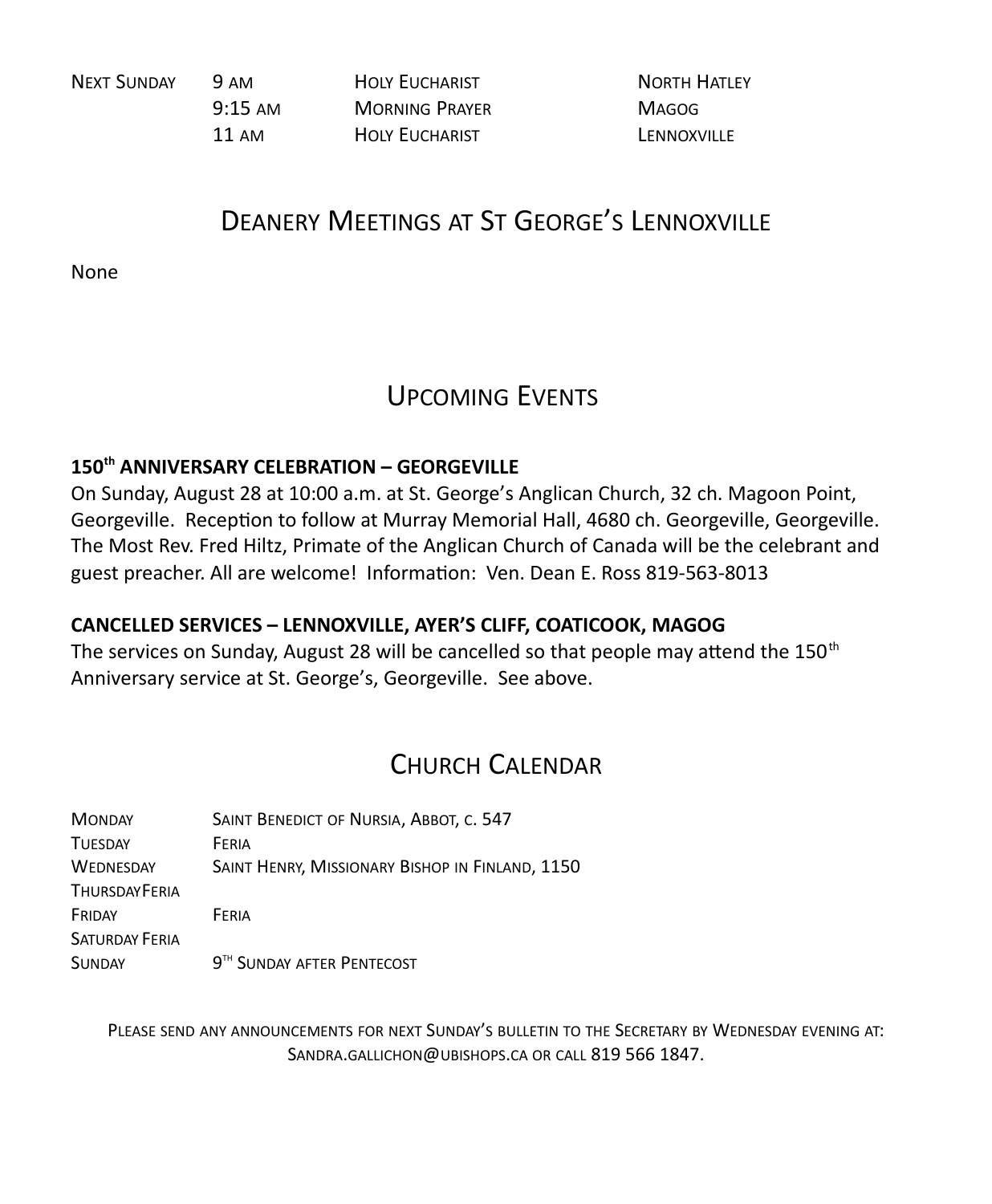| | | | |
|---|---|---|---|
| NEXT SUNDAY | 9 AM | HOLY EUCHARIST | NORTH HATLEY |
| | 9:15 AM | MORNING PRAYER | MAGOG |
| | 11 AM | HOLY EUCHARIST | LENNOXVILLE |

## DEANERY MEETINGS AT ST GEORGE'S LENNOXVILLE

None

## UPCOMING EVENTS

**150th ANNIVERSARY CELEBRATION – GEORGEVILLE**

On Sunday, August 28 at 10:00 a.m. at St. George's Anglican Church, 32 ch. Magoon Point, Georgeville. Reception to follow at Murray Memorial Hall, 4680 ch. Georgeville, Georgeville. The Most Rev. Fred Hiltz, Primate of the Anglican Church of Canada will be the celebrant and guest preacher. All are welcome! Information: Ven. Dean E. Ross 819-563-8013

**CANCELLED SERVICES – LENNOXVILLE, AYER'S CLIFF, COATICOOK, MAGOG**

The services on Sunday, August 28 will be cancelled so that people may attend the 150th Anniversary service at St. George's, Georgeville. See above.

## CHURCH CALENDAR

| | |
|---|---|
| MONDAY | SAINT BENEDICT OF NURSIA, ABBOT, C. 547 |
| TUESDAY | FERIA |
| WEDNESDAY | SAINT HENRY, MISSIONARY BISHOP IN FINLAND, 1150 |
| THURSDAY | FERIA |
| FRIDAY | FERIA |
| SATURDAY | FERIA |
| SUNDAY | 9TH SUNDAY AFTER PENTECOST |

PLEASE SEND ANY ANNOUNCEMENTS FOR NEXT SUNDAY'S BULLETIN TO THE SECRETARY BY WEDNESDAY EVENING AT: SANDRA.GALLICHON@UBISHOPS.CA OR CALL 819 566 1847.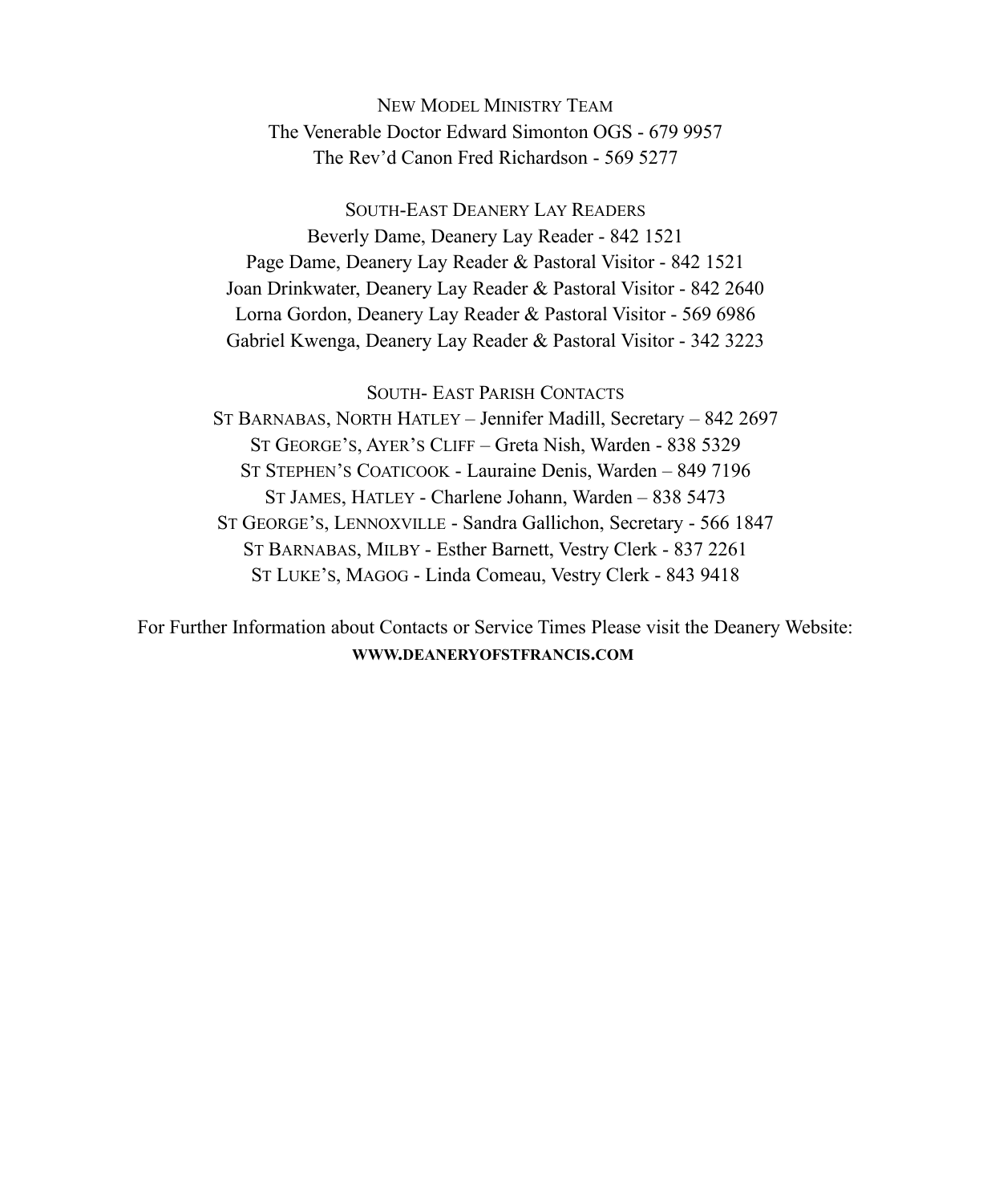New Model Ministry Team

The Venerable Doctor Edward Simonton OGS - 679 9957

The Rev'd Canon Fred Richardson - 569 5277

South-East Deanery Lay Readers

Beverly Dame, Deanery Lay Reader - 842 1521

Page Dame, Deanery Lay Reader & Pastoral Visitor - 842 1521

Joan Drinkwater, Deanery Lay Reader & Pastoral Visitor - 842 2640

Lorna Gordon, Deanery Lay Reader & Pastoral Visitor - 569 6986

Gabriel Kwenga, Deanery Lay Reader & Pastoral Visitor - 342 3223

South- East Parish Contacts

St Barnabas, North Hatley – Jennifer Madill, Secretary – 842 2697

St George's, Ayer's Cliff – Greta Nish, Warden - 838 5329

St Stephen's Coaticook - Lauraine Denis, Warden – 849 7196

St James, Hatley - Charlene Johann, Warden – 838 5473

St George's, Lennoxville - Sandra Gallichon, Secretary - 566 1847

St Barnabas, Milby - Esther Barnett, Vestry Clerk - 837 2261

St Luke's, Magog - Linda Comeau, Vestry Clerk - 843 9418

For Further Information about Contacts or Service Times Please visit the Deanery Website:

**WWW.DEANERYOFSTFRANCIS.COM**